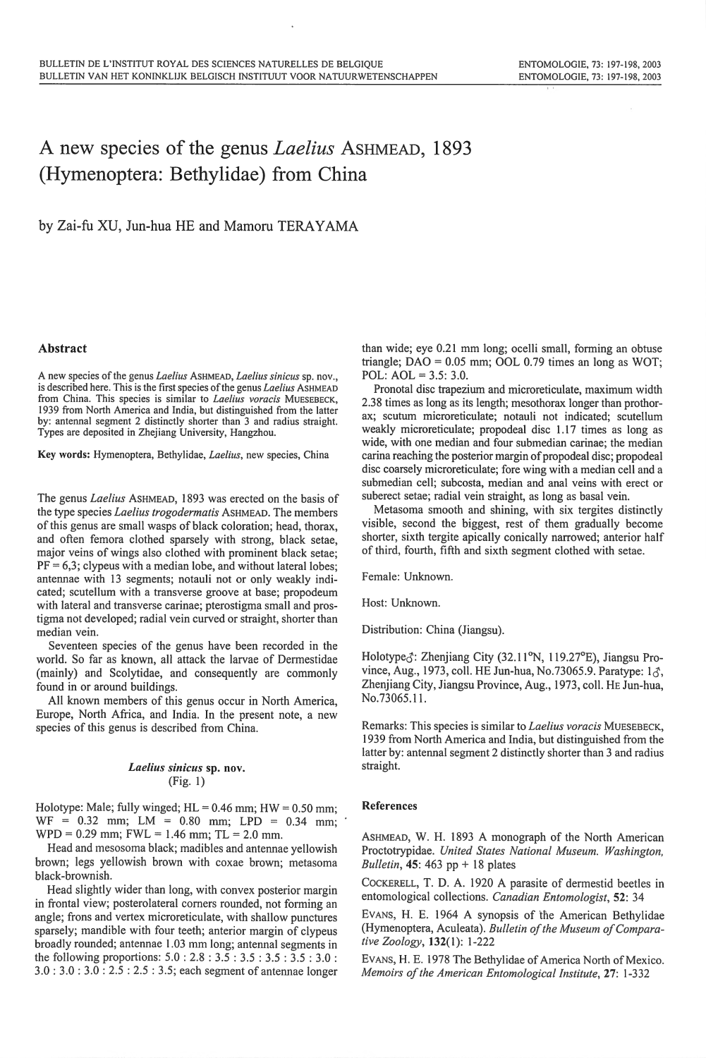# A new species of the genus *Laelius* ASHMEAD, 1893 (Hymenoptera: Bethylidae) from China

by Zai-fu XU, Jun-hua HE and Mamoru TERAYAMA

## Abstract

A new species of the genus *Laelius* ASHMEAD, *Laelius sinicus* sp. nov., is described here. This is the first species of the genus *Laelius* ASHMEAD from China. This species is similar to *Laelius voracis* MUESEBECK, 1939 from North America and India, but distinguished from the latter by: antennal segment 2 distinctly shorter than 3 and radius straight. Types are deposited in Zhejiang University, Hangzhou.

**Key words:** Hymenoptera, Bethylidae, *Laelius*, new species, China

The genus *Laelius* ASHMEAD, 1893 was erected on the basis of the type species *Laelius trogodermatis* ASHMEAD. The members of this genus are small wasps of black coloration; head, thorax, and often femora clothed sparsely with strong, black setae, major veins of wings also clothed with prominent black setae; PF = 6,3; clypeus with a median lobe, and without lateral lobes; antennae with 13 segments; notauli not or only weakly indicated; scutellum with a transverse groove at base; propodeum with lateral and transverse carinae; pterostigma small and prostigma not developed; radial vein curved or straight, shorter than median vein.

Seventeen species of the genus have been recorded in the world. So far as known, all attack the larvae of Dermestidae (mainly) and Scolytidae, and consequently are commonly found in or around buildings.

All known members of this genus occur in North America, Europe, North Africa, and India. In the present note, a new species of this genus is described from China.

### *Laelius sinicus* sp. nov.
(Fig. 1)

Holotype: Male; fully winged; HL = 0.46 mm; HW = 0.50 mm; WF = 0.32 mm; LM = 0.80 mm; LPD = 0.34 mm; WPD = 0.29 mm; FWL = 1.46 mm; TL = 2.0 mm.

Head and mesosoma black; madibles and antennae yellowish brown; legs yellowish brown with coxae brown; metasoma black-brownish.

Head slightly wider than long, with convex posterior margin in frontal view; posterolateral corners rounded, not forming an angle; frons and vertex microreticulate, with shallow punctures sparsely; mandible with four teeth; anterior margin of clypeus broadly rounded; antennae 1.03 mm long; antennal segments in the following proportions: 5.0 : 2.8 : 3.5 : 3.5 : 3.5 : 3.5 : 3.0 : 3.0 : 3.0 : 3.0 : 2.5 : 2.5 : 3.5; each segment of antennae longer than wide; eye 0.21 mm long; ocelli small, forming an obtuse triangle; DAO = 0.05 mm; OOL 0.79 times an long as WOT; POL: AOL = 3.5: 3.0.

Pronotal disc trapezium and microreticulate, maximum width 2.38 times as long as its length; mesothorax longer than prothorax; scutum microreticulate; notauli not indicated; scutellum weakly microreticulate; propodeal disc 1.17 times as long as wide, with one median and four submedian carinae; the median carina reaching the posterior margin of propodeal disc; propodeal disc coarsely microreticulate; fore wing with a median cell and a submedian cell; subcosta, median and anal veins with erect or suberect setae; radial vein straight, as long as basal vein.

Metasoma smooth and shining, with six tergites distinctly visible, second the biggest, rest of them gradually become shorter, sixth tergite apically conically narrowed; anterior half of third, fourth, fifth and sixth segment clothed with setae.

Female: Unknown.

Host: Unknown.

Distribution: China (Jiangsu).

Holotype♂: Zhenjiang City (32.11°N, 119.27°E), Jiangsu Province, Aug., 1973, coll. HE Jun-hua, No.73065.9. Paratype: 1♂, Zhenjiang City, Jiangsu Province, Aug., 1973, coll. HE Jun-hua, No.73065.11.

Remarks: This species is similar to *Laelius voracis* MUESEBECK, 1939 from North America and India, but distinguished from the latter by: antennal segment 2 distinctly shorter than 3 and radius straight.

## References

ASHMEAD, W. H. 1893 A monograph of the North American Proctotrypidae. *United States National Museum. Washington, Bulletin*, **45**: 463 pp + 18 plates

COCKERELL, T. D. A. 1920 A parasite of dermestid beetles in entomological collections. *Canadian Entomologist*, **52**: 34

EVANS, H. E. 1964 A synopsis of the American Bethylidae (Hymenoptera, Aculeata). *Bulletin of the Museum of Comparative Zoology*, **132**(1): 1-222

EVANS, H. E. 1978 The Bethylidae of America North of Mexico. *Memoirs of the American Entomological Institute*, **27**: 1-332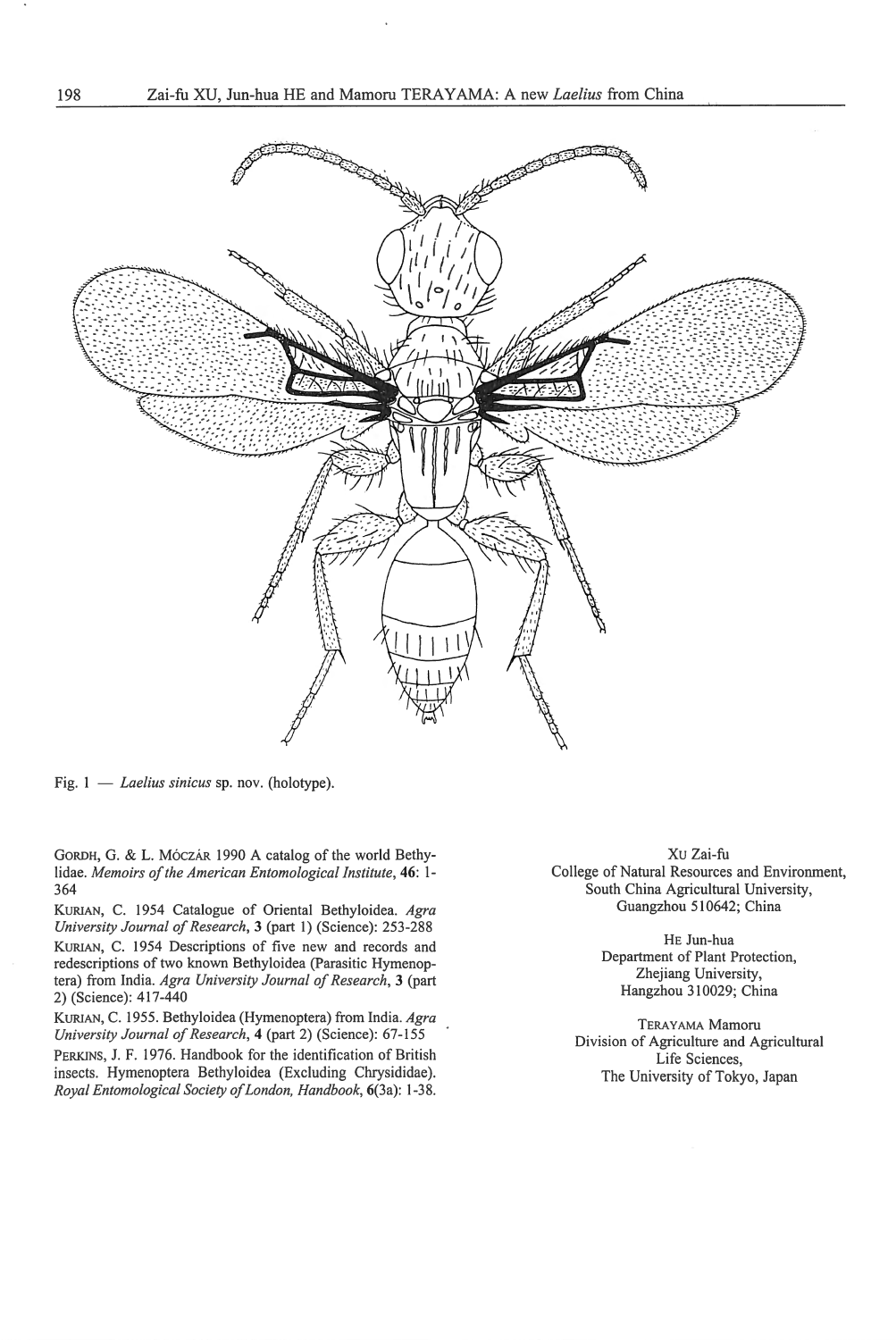Fig. 1 — *Laelius sinicus* sp. nov. (holotype).

GORDH, G. & L. MÓCZÁR 1990 A catalog of the world Bethylidae. *Memoirs of the American Entomological Institute*, **46**: 1-364

KURIAN, C. 1954 Catalogue of Oriental Bethyloidea. *Agra University Journal of Research*, **3** (part 1) (Science): 253-288

KURIAN, C. 1954 Descriptions of five new and records and redescriptions of two known Bethyloidea (Parasitic Hymenoptera) from India. *Agra University Journal of Research*, **3** (part 2) (Science): 417-440

KURIAN, C. 1955. Bethyloidea (Hymenoptera) from India. *Agra University Journal of Research*, **4** (part 2) (Science): 67-155

PERKINS, J. F. 1976. Handbook for the identification of British insects. Hymenoptera Bethyloidea (Excluding Chrysididae). *Royal Entomological Society of London, Handbook*, **6**(3a): 1-38.

XU Zai-fu
College of Natural Resources and Environment,
South China Agricultural University,
Guangzhou 510642; China

HE Jun-hua
Department of Plant Protection,
Zhejiang University,
Hangzhou 310029; China

TERAYAMA Mamoru
Division of Agriculture and Agricultural Life Sciences,
The University of Tokyo, Japan